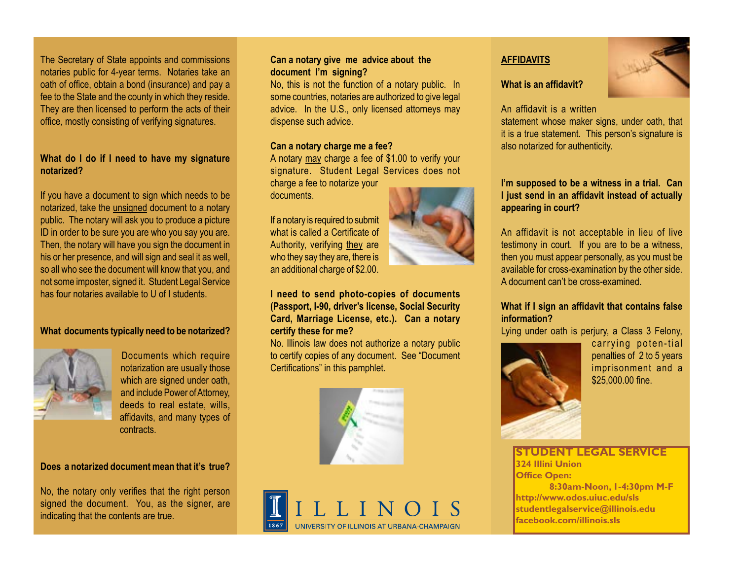The Secretary of State appoints and commissions notaries public for 4-year terms. Notaries take an oath of office, obtain a bond (insurance) and pay a fee to the State and the county in which they reside. They are then licensed to perform the acts of their office, mostly consisting of verifying signatures.

**What do I do if I need to have my signature notarized?**

If you have a document to sign which needs to be notarized, take the unsigned document to a notary public. The notary will ask you to produce a picture ID in order to be sure you are who you say you are. Then, the notary will have you sign the document in his or her presence, and will sign and seal it as well, so all who see the document will know that you, and not some imposter, signed it. Student Legal Service has four notaries available to U of I students.

**What documents typically need to be notarized?**

Documents which require notarization are usually those which are signed under oath, and include Power of Attorney, deeds to real estate, wills, affidavits, and many types of contracts.

**Does a notarized document mean that it's true?**

No, the notary only verifies that the right person signed the document. You, as the signer, are indicating that the contents are true.

**Can a notary give me advice about the document I'm signing?**

No, this is not the function of a notary public. In some countries, notaries are authorized to give legal advice. In the U.S., only licensed attorneys may dispense such advice.

**Can a notary charge me a fee?**

A notary may charge a fee of $1.00 to verify your signature. Student Legal Services does not charge a fee to notarize your documents.

If a notary is required to submit what is called a Certificate of Authority, verifying they are who they say they are, there is an additional charge of $2.00.

**I need to send photo-copies of documents (Passport, I-90, driver's license, Social Security Card, Marriage License, etc.). Can a notary certify these for me?**

No. Illinois law does not authorize a notary public to certify copies of any document. See "Document Certifications" in this pamphlet.

ILLINOIS
UNIVERSITY OF ILLINOIS AT URBANA-CHAMPAIGN

## AFFIDAVITS

**What is an affidavit?**

An affidavit is a written statement whose maker signs, under oath, that it is a true statement. This person's signature is also notarized for authenticity.

**I'm supposed to be a witness in a trial. Can I just send in an affidavit instead of actually appearing in court?**

An affidavit is not acceptable in lieu of live testimony in court. If you are to be a witness, then you must appear personally, as you must be available for cross-examination by the other side. A document can't be cross-examined.

**What if I sign an affidavit that contains false information?**

Lying under oath is perjury, a Class 3 Felony, carrying poten-tial penalties of 2 to 5 years imprisonment and a $25,000.00 fine.

**STUDENT LEGAL SERVICE**
**324 Illini Union**
**Office Open:**
**8:30am-Noon, 1-4:30pm M-F**
**http://www.odos.uiuc.edu/sls**
**studentlegalservice@illinois.edu**
**facebook.com/illinois.sls**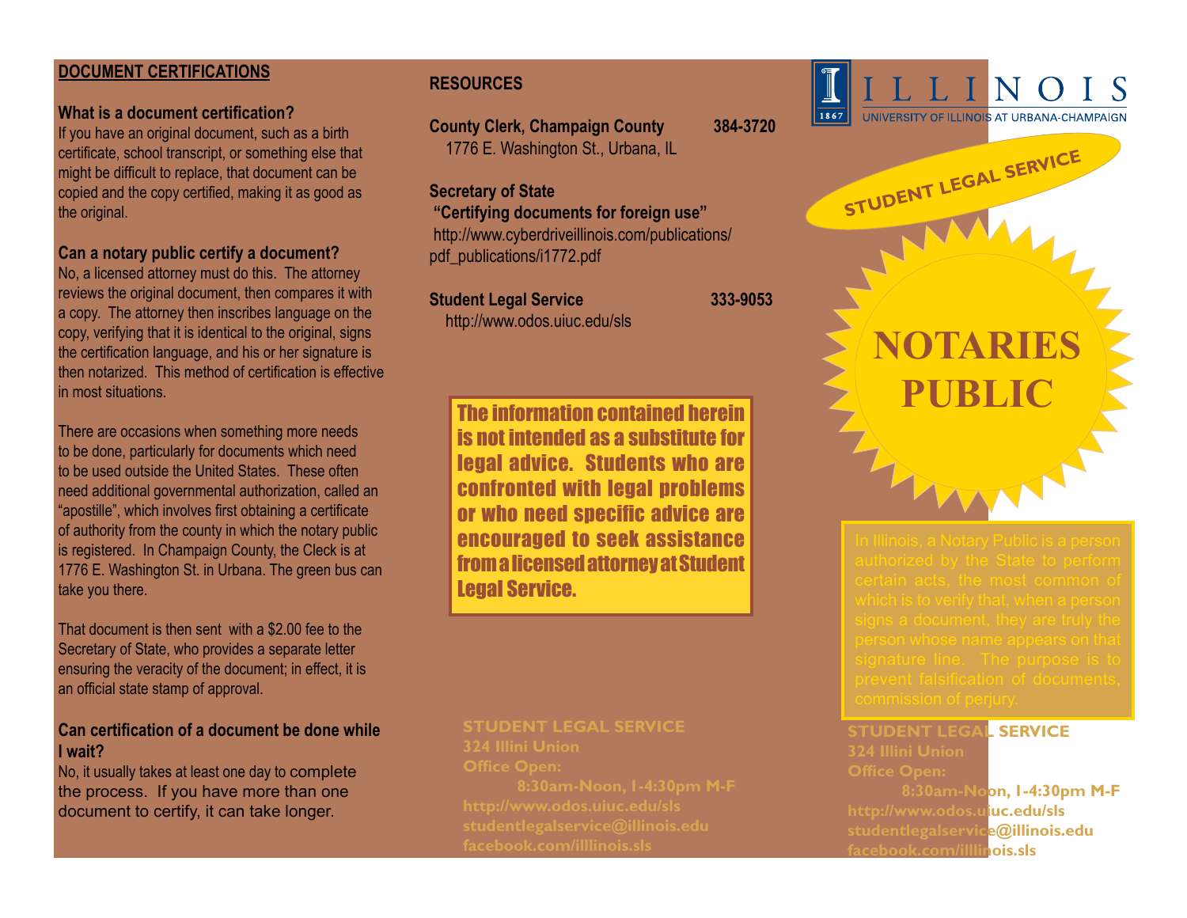## DOCUMENT CERTIFICATIONS

### What is a document certification?

If you have an original document, such as a birth certificate, school transcript, or something else that might be difficult to replace, that document can be copied and the copy certified, making it as good as the original.

### Can a notary public certify a document?

No, a licensed attorney must do this. The attorney reviews the original document, then compares it with a copy. The attorney then inscribes language on the copy, verifying that it is identical to the original, signs the certification language, and his or her signature is then notarized. This method of certification is effective in most situations.

There are occasions when something more needs to be done, particularly for documents which need to be used outside the United States. These often need additional governmental authorization, called an "apostille", which involves first obtaining a certificate of authority from the county in which the notary public is registered. In Champaign County, the Cleck is at 1776 E. Washington St. in Urbana. The green bus can take you there.

That document is then sent with a $2.00 fee to the Secretary of State, who provides a separate letter ensuring the veracity of the document; in effect, it is an official state stamp of approval.

### Can certification of a document be done while I wait?

No, it usually takes at least one day to complete the process. If you have more than one document to certify, it can take longer.

## RESOURCES

**County Clerk, Champaign County** **384-3720**
1776 E. Washington St., Urbana, IL

**Secretary of State**
**"Certifying documents for foreign use"**
http://www.cyberdriveillinois.com/publications/pdf_publications/i1772.pdf

**Student Legal Service** **333-9053**
http://www.odos.uiuc.edu/sls

**The information contained herein is not intended as a substitute for legal advice. Students who are confronted with legal problems or who need specific advice are encouraged to seek assistance from a licensed attorney at Student Legal Service.**

**STUDENT LEGAL SERVICE**
324 Illini Union
Office Open:
8:30am-Noon, 1-4:30pm M-F
http://www.odos.uiuc.edu/sls
studentlegalservice@illinois.edu
facebook.com/illlinois.sls

ILLINOIS
UNIVERSITY OF ILLINOIS AT URBANA-CHAMPAIGN

STUDENT LEGAL SERVICE

# NOTARIES PUBLIC

In Illinois, a Notary Public is a person authorized by the State to perform certain acts, the most common of which is to verify that, when a person signs a document, they are truly the person whose name appears on that signature line. The purpose is to prevent falsification of documents, commission of perjury.

**STUDENT LEGAL SERVICE**
324 Illini Union
Office Open:
8:30am-Noon, 1-4:30pm M-F
http://www.odos.uiuc.edu/sls
studentlegalservice@illinois.edu
facebook.com/illlinois.sls